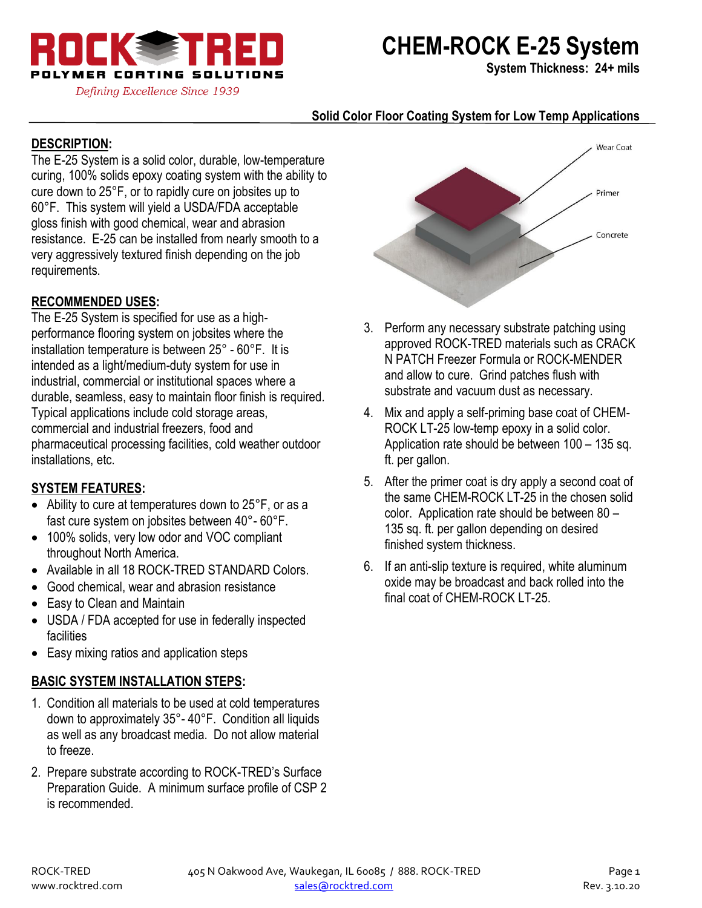# CHEM-ROCK E-25 System

**System Thickness: 24+ mils**

**Solid Color Floor Coating System for Low Temp Applications**

## DESCRIPTION:

The E-25 System is a solid color, durable, low-temperature curing, 100% solids epoxy coating system with the ability to cure down to 25°F, or to rapidly cure on jobsites up to 60°F. This system will yield a USDA/FDA acceptable gloss finish with good chemical, wear and abrasion resistance. E-25 can be installed from nearly smooth to a very aggressively textured finish depending on the job requirements.

## RECOMMENDED USES:

The E-25 System is specified for use as a high-performance flooring system on jobsites where the installation temperature is between 25° - 60°F. It is intended as a light/medium-duty system for use in industrial, commercial or institutional spaces where a durable, seamless, easy to maintain floor finish is required. Typical applications include cold storage areas, commercial and industrial freezers, food and pharmaceutical processing facilities, cold weather outdoor installations, etc.

## SYSTEM FEATURES:

- Ability to cure at temperatures down to 25°F, or as a fast cure system on jobsites between 40°- 60°F.
- 100% solids, very low odor and VOC compliant throughout North America.
- Available in all 18 ROCK-TRED STANDARD Colors.
- Good chemical, wear and abrasion resistance
- Easy to Clean and Maintain
- USDA / FDA accepted for use in federally inspected facilities
- Easy mixing ratios and application steps

## BASIC SYSTEM INSTALLATION STEPS:

1. Condition all materials to be used at cold temperatures down to approximately 35°- 40°F. Condition all liquids as well as any broadcast media. Do not allow material to freeze.
2. Prepare substrate according to ROCK-TRED's Surface Preparation Guide. A minimum surface profile of CSP 2 is recommended.
3. Perform any necessary substrate patching using approved ROCK-TRED materials such as CRACK N PATCH Freezer Formula or ROCK-MENDER and allow to cure. Grind patches flush with substrate and vacuum dust as necessary.
4. Mix and apply a self-priming base coat of CHEM-ROCK LT-25 low-temp epoxy in a solid color. Application rate should be between 100 – 135 sq. ft. per gallon.
5. After the primer coat is dry apply a second coat of the same CHEM-ROCK LT-25 in the chosen solid color. Application rate should be between 80 – 135 sq. ft. per gallon depending on desired finished system thickness.
6. If an anti-slip texture is required, white aluminum oxide may be broadcast and back rolled into the final coat of CHEM-ROCK LT-25.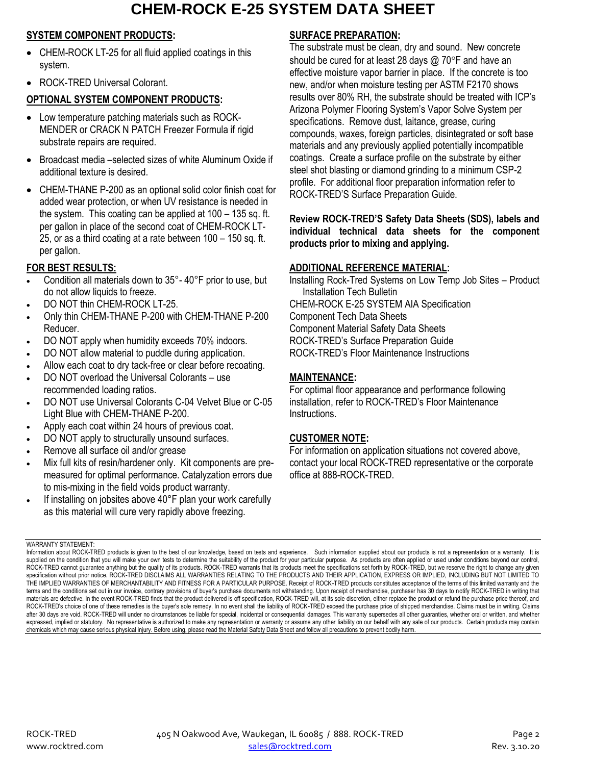# CHEM-ROCK E-25 SYSTEM DATA SHEET

## SYSTEM COMPONENT PRODUCTS:

- CHEM-ROCK LT-25 for all fluid applied coatings in this system.
- ROCK-TRED Universal Colorant.

## OPTIONAL SYSTEM COMPONENT PRODUCTS:

- Low temperature patching materials such as ROCK-MENDER or CRACK N PATCH Freezer Formula if rigid substrate repairs are required.
- Broadcast media –selected sizes of white Aluminum Oxide if additional texture is desired.
- CHEM-THANE P-200 as an optional solid color finish coat for added wear protection, or when UV resistance is needed in the system. This coating can be applied at 100 – 135 sq. ft. per gallon in place of the second coat of CHEM-ROCK LT-25, or as a third coating at a rate between 100 – 150 sq. ft. per gallon.

## FOR BEST RESULTS:

- Condition all materials down to 35°- 40°F prior to use, but do not allow liquids to freeze.
- DO NOT thin CHEM-ROCK LT-25.
- Only thin CHEM-THANE P-200 with CHEM-THANE P-200 Reducer.
- DO NOT apply when humidity exceeds 70% indoors.
- DO NOT allow material to puddle during application.
- Allow each coat to dry tack-free or clear before recoating.
- DO NOT overload the Universal Colorants – use recommended loading ratios.
- DO NOT use Universal Colorants C-04 Velvet Blue or C-05 Light Blue with CHEM-THANE P-200.
- Apply each coat within 24 hours of previous coat.
- DO NOT apply to structurally unsound surfaces.
- Remove all surface oil and/or grease
- Mix full kits of resin/hardener only. Kit components are pre-measured for optimal performance. Catalyzation errors due to mis-mixing in the field voids product warranty.
- If installing on jobsites above 40°F plan your work carefully as this material will cure very rapidly above freezing.

## SURFACE PREPARATION:

The substrate must be clean, dry and sound. New concrete should be cured for at least 28 days @ 70°F and have an effective moisture vapor barrier in place. If the concrete is too new, and/or when moisture testing per ASTM F2170 shows results over 80% RH, the substrate should be treated with ICP's Arizona Polymer Flooring System's Vapor Solve System per specifications. Remove dust, laitance, grease, curing compounds, waxes, foreign particles, disintegrated or soft base materials and any previously applied potentially incompatible coatings. Create a surface profile on the substrate by either steel shot blasting or diamond grinding to a minimum CSP-2 profile. For additional floor preparation information refer to ROCK-TRED'S Surface Preparation Guide.

**Review ROCK-TRED'S Safety Data Sheets (SDS), labels and individual technical data sheets for the component products prior to mixing and applying.**

## ADDITIONAL REFERENCE MATERIAL:

Installing Rock-Tred Systems on Low Temp Job Sites – Product Installation Tech Bulletin
CHEM-ROCK E-25 SYSTEM AIA Specification
Component Tech Data Sheets
Component Material Safety Data Sheets
ROCK-TRED's Surface Preparation Guide
ROCK-TRED's Floor Maintenance Instructions

## MAINTENANCE:

For optimal floor appearance and performance following installation, refer to ROCK-TRED's Floor Maintenance Instructions.

## CUSTOMER NOTE:

For information on application situations not covered above, contact your local ROCK-TRED representative or the corporate office at 888-ROCK-TRED.

WARRANTY STATEMENT:
Information about ROCK-TRED products is given to the best of our knowledge, based on tests and experience. Such information supplied about our products is not a representation or a warranty. It is supplied on the condition that you will make your own tests to determine the suitability of the product for your particular purpose. As products are often applied or used under conditions beyond our control, ROCK-TRED cannot guarantee anything but the quality of its products. ROCK-TRED warrants that its products meet the specifications set forth by ROCK-TRED, but we reserve the right to change any given specification without prior notice. ROCK-TRED DISCLAIMS ALL WARRANTIES RELATING TO THE PRODUCTS AND THEIR APPLICATION, EXPRESS OR IMPLIED, INCLUDING BUT NOT LIMITED TO THE IMPLIED WARRANTIES OF MERCHANTABILITY AND FITNESS FOR A PARTICULAR PURPOSE. Receipt of ROCK-TRED products constitutes acceptance of the terms of this limited warranty and the terms and the conditions set out in our invoice, contrary provisions of buyer's purchase documents not withstanding. Upon receipt of merchandise, purchaser has 30 days to notify ROCK-TRED in writing that materials are defective. In the event ROCK-TRED finds that the product delivered is off specification, ROCK-TRED will, at its sole discretion, either replace the product or refund the purchase price thereof, and ROCK-TRED's choice of one of these remedies is the buyer's sole remedy. In no event shall the liability of ROCK-TRED exceed the purchase price of shipped merchandise. Claims must be in writing. Claims after 30 days are void. ROCK-TRED will under no circumstances be liable for special, incidental or consequential damages. This warranty supersedes all other guaranties, whether oral or written, and whether expressed, implied or statutory. No representative is authorized to make any representation or warranty or assume any other liability on our behalf with any sale of our products. Certain products may contain chemicals which may cause serious physical injury. Before using, please read the Material Safety Data Sheet and follow all precautions to prevent bodily harm.

ROCK-TRED
www.rocktred.com

405 N Oakwood Ave, Waukegan, IL 60085 / 888. ROCK-TRED
sales@rocktred.com

Rev. 3.10.20